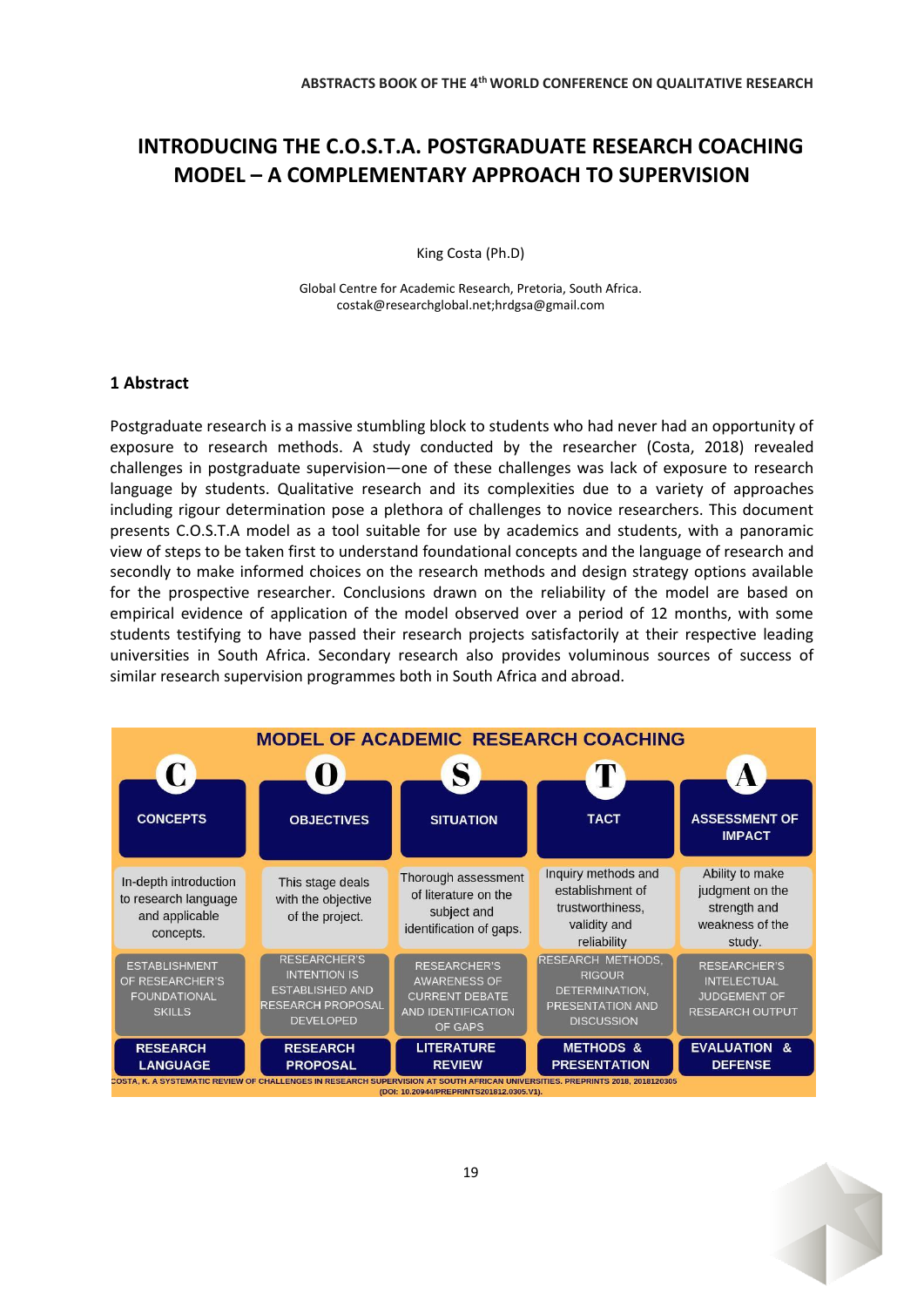# INTRODUCING THE C.O.S.T.A. POSTGRADUATE RESEARCH COACHING MODEL – A COMPLEMENTARY APPROACH TO SUPERVISION

King Costa (Ph.D)

Global Centre for Academic Research, Pretoria, South Africa.
costak@researchglobal.net;hrdgsa@gmail.com

## 1 Abstract

Postgraduate research is a massive stumbling block to students who had never had an opportunity of exposure to research methods. A study conducted by the researcher (Costa, 2018) revealed challenges in postgraduate supervision—one of these challenges was lack of exposure to research language by students. Qualitative research and its complexities due to a variety of approaches including rigour determination pose a plethora of challenges to novice researchers. This document presents C.O.S.T.A model as a tool suitable for use by academics and students, with a panoramic view of steps to be taken first to understand foundational concepts and the language of research and secondly to make informed choices on the research methods and design strategy options available for the prospective researcher. Conclusions drawn on the reliability of the model are based on empirical evidence of application of the model observed over a period of 12 months, with some students testifying to have passed their research projects satisfactorily at their respective leading universities in South Africa. Secondary research also provides voluminous sources of success of similar research supervision programmes both in South Africa and abroad.

**MODEL OF ACADEMIC RESEARCH COACHING**

| C | O | S | T | A |
|---|---|---|---|---|
| CONCEPTS | OBJECTIVES | SITUATION | TACT | ASSESSMENT OF IMPACT |
| In-depth introduction to research language and applicable concepts. | This stage deals with the objective of the project. | Thorough assessment of literature on the subject and identification of gaps. | Inquiry methods and establishment of trustworthiness, validity and reliability | Ability to make judgment on the strength and weakness of the study. |
| ESTABLISHMENT OF RESEARCHER'S FOUNDATIONAL SKILLS | RESEARCHER'S INTENTION IS ESTABLISHED AND RESEARCH PROPOSAL DEVELOPED | RESEARCHER'S AWARENESS OF CURRENT DEBATE AND IDENTIFICATION OF GAPS | RESEARCH METHODS, RIGOUR DETERMINATION, PRESENTATION AND DISCUSSION | RESEARCHER'S INTELECTUAL JUDGEMENT OF RESEARCH OUTPUT |
| RESEARCH LANGUAGE | RESEARCH PROPOSAL | LITERATURE REVIEW | METHODS & PRESENTATION | EVALUATION & DEFENSE |

COSTA, K. A SYSTEMATIC REVIEW OF CHALLENGES IN RESEARCH SUPERVISION AT SOUTH AFRICAN UNIVERSITIES. PREPRINTS 2018, 2018120305 (DOI: 10.20944/PREPRINTS201812.0305.V1).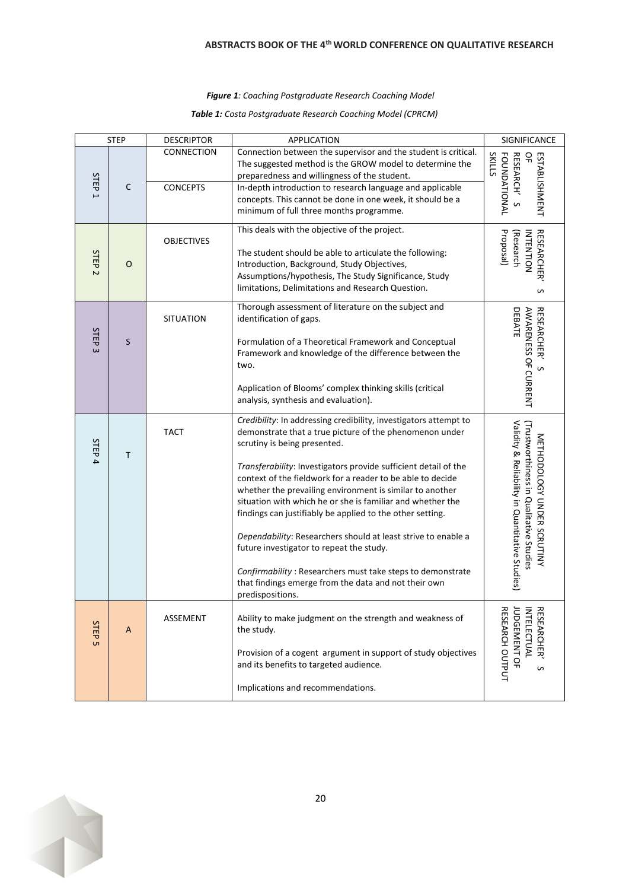*Figure 1: Coaching Postgraduate Research Coaching Model*

*Table 1: Costa Postgraduate Research Coaching Model (CPRCM)*

| STEP | | DESCRIPTOR | APPLICATION | SIGNIFICANCE |
|---|---|---|---|---|
| STEP 1 | C | CONNECTION | Connection between the supervisor and the student is critical. The suggested method is the GROW model to determine the preparedness and willingness of the student. | ESTABLISHMENT OF RESEARCH' S FOUNDATIONAL SKILLS |
| | | CONCEPTS | In-depth introduction to research language and applicable concepts. This cannot be done in one week, it should be a minimum of full three months programme. | |
| STEP 2 | O | OBJECTIVES | This deals with the objective of the project. The student should be able to articulate the following: Introduction, Background, Study Objectives, Assumptions/hypothesis, The Study Significance, Study limitations, Delimitations and Research Question. | RESEARCHER' S INTENTION (Research Proposal) |
| STEP 3 | S | SITUATION | Thorough assessment of literature on the subject and identification of gaps. Formulation of a Theoretical Framework and Conceptual Framework and knowledge of the difference between the two. Application of Blooms' complex thinking skills (critical analysis, synthesis and evaluation). | RESEARCHER' S AWARENESS OF CURRENT DEBATE |
| STEP 4 | T | TACT | *Credibility*: In addressing credibility, investigators attempt to demonstrate that a true picture of the phenomenon under scrutiny is being presented. *Transferability*: Investigators provide sufficient detail of the context of the fieldwork for a reader to be able to decide whether the prevailing environment is similar to another situation with which he or she is familiar and whether the findings can justifiably be applied to the other setting. *Dependability*: Researchers should at least strive to enable a future investigator to repeat the study. *Confirmability* : Researchers must take steps to demonstrate that findings emerge from the data and not their own predispositions. | METHODOLOGY UNDER SCRUTINY (Trustworthiness in Qualitative Studies Validity & Reliability in Quantitative Studies) |
| STEP 5 | A | ASSEMENT | Ability to make judgment on the strength and weakness of the study. Provision of a cogent argument in support of study objectives and its benefits to targeted audience. Implications and recommendations. | RESEARCHER' S INTELLECTUAL JUDGEMENT OF RESEARCH OUTPUT |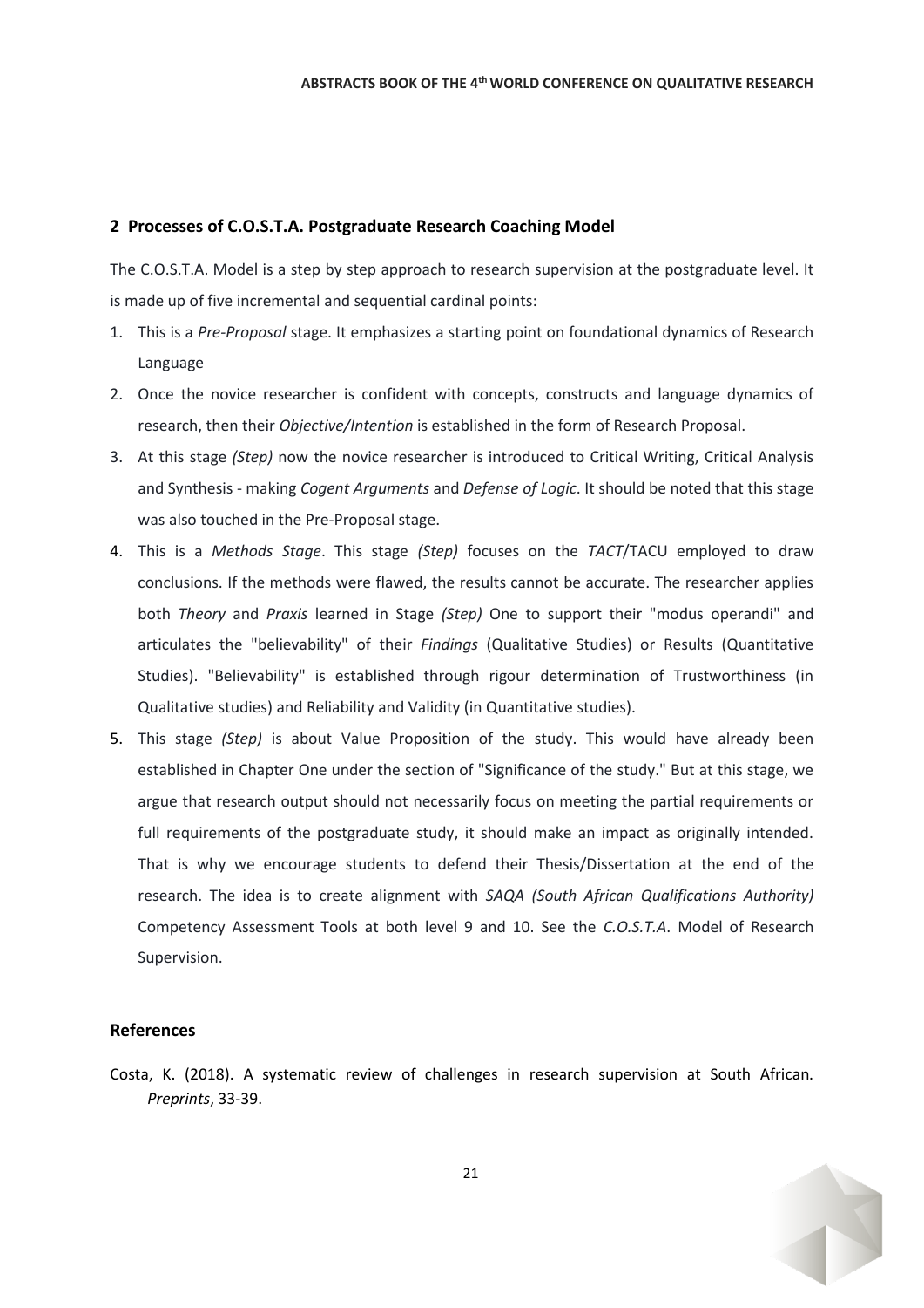## 2 Processes of C.O.S.T.A. Postgraduate Research Coaching Model

The C.O.S.T.A. Model is a step by step approach to research supervision at the postgraduate level. It is made up of five incremental and sequential cardinal points:

1. This is a *Pre-Proposal* stage. It emphasizes a starting point on foundational dynamics of Research Language
2. Once the novice researcher is confident with concepts, constructs and language dynamics of research, then their *Objective/Intention* is established in the form of Research Proposal.
3. At this stage *(Step)* now the novice researcher is introduced to Critical Writing, Critical Analysis and Synthesis - making *Cogent Arguments* and *Defense of Logic*. It should be noted that this stage was also touched in the Pre-Proposal stage.
4. This is a *Methods Stage*. This stage *(Step)* focuses on the *TACT*/TACU employed to draw conclusions. If the methods were flawed, the results cannot be accurate. The researcher applies both *Theory* and *Praxis* learned in Stage *(Step)* One to support their "modus operandi" and articulates the "believability" of their *Findings* (Qualitative Studies) or Results (Quantitative Studies). "Believability" is established through rigour determination of Trustworthiness (in Qualitative studies) and Reliability and Validity (in Quantitative studies).
5. This stage *(Step)* is about Value Proposition of the study. This would have already been established in Chapter One under the section of "Significance of the study." But at this stage, we argue that research output should not necessarily focus on meeting the partial requirements or full requirements of the postgraduate study, it should make an impact as originally intended. That is why we encourage students to defend their Thesis/Dissertation at the end of the research. The idea is to create alignment with *SAQA (South African Qualifications Authority)* Competency Assessment Tools at both level 9 and 10. See the *C.O.S.T.A*. Model of Research Supervision.

### References

Costa, K. (2018). A systematic review of challenges in research supervision at South African. *Preprints*, 33-39.